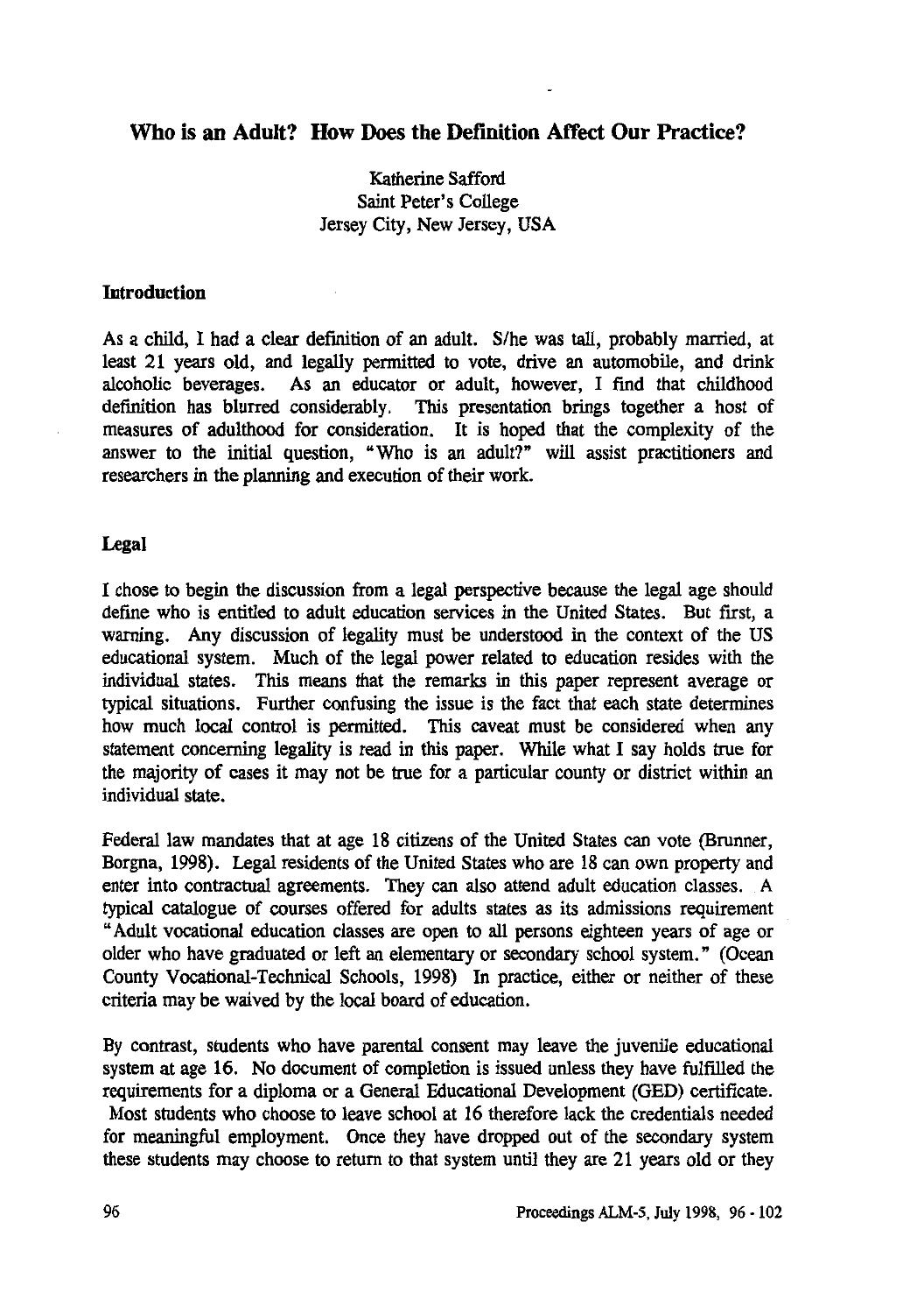# Who is an Adult? How Does the Definition Affect Our Practice?

Katherine Safford
Saint Peter's College
Jersey City, New Jersey, USA

## Introduction

As a child, I had a clear definition of an adult. S/he was tall, probably married, at least 21 years old, and legally permitted to vote, drive an automobile, and drink alcoholic beverages. As an educator or adult, however, I find that childhood definition has blurred considerably. This presentation brings together a host of measures of adulthood for consideration. It is hoped that the complexity of the answer to the initial question, "Who is an adult?" will assist practitioners and researchers in the planning and execution of their work.

## Legal

I chose to begin the discussion from a legal perspective because the legal age should define who is entitled to adult education services in the United States. But first, a warning. Any discussion of legality must be understood in the context of the US educational system. Much of the legal power related to education resides with the individual states. This means that the remarks in this paper represent average or typical situations. Further confusing the issue is the fact that each state determines how much local control is permitted. This caveat must be considered when any statement concerning legality is read in this paper. While what I say holds true for the majority of cases it may not be true for a particular county or district within an individual state.

Federal law mandates that at age 18 citizens of the United States can vote (Brunner, Borgna, 1998). Legal residents of the United States who are 18 can own property and enter into contractual agreements. They can also attend adult education classes. A typical catalogue of courses offered for adults states as its admissions requirement "Adult vocational education classes are open to all persons eighteen years of age or older who have graduated or left an elementary or secondary school system." (Ocean County Vocational-Technical Schools, 1998) In practice, either or neither of these criteria may be waived by the local board of education.

By contrast, students who have parental consent may leave the juvenile educational system at age 16. No document of completion is issued unless they have fulfilled the requirements for a diploma or a General Educational Development (GED) certificate. Most students who choose to leave school at 16 therefore lack the credentials needed for meaningful employment. Once they have dropped out of the secondary system these students may choose to return to that system until they are 21 years old or they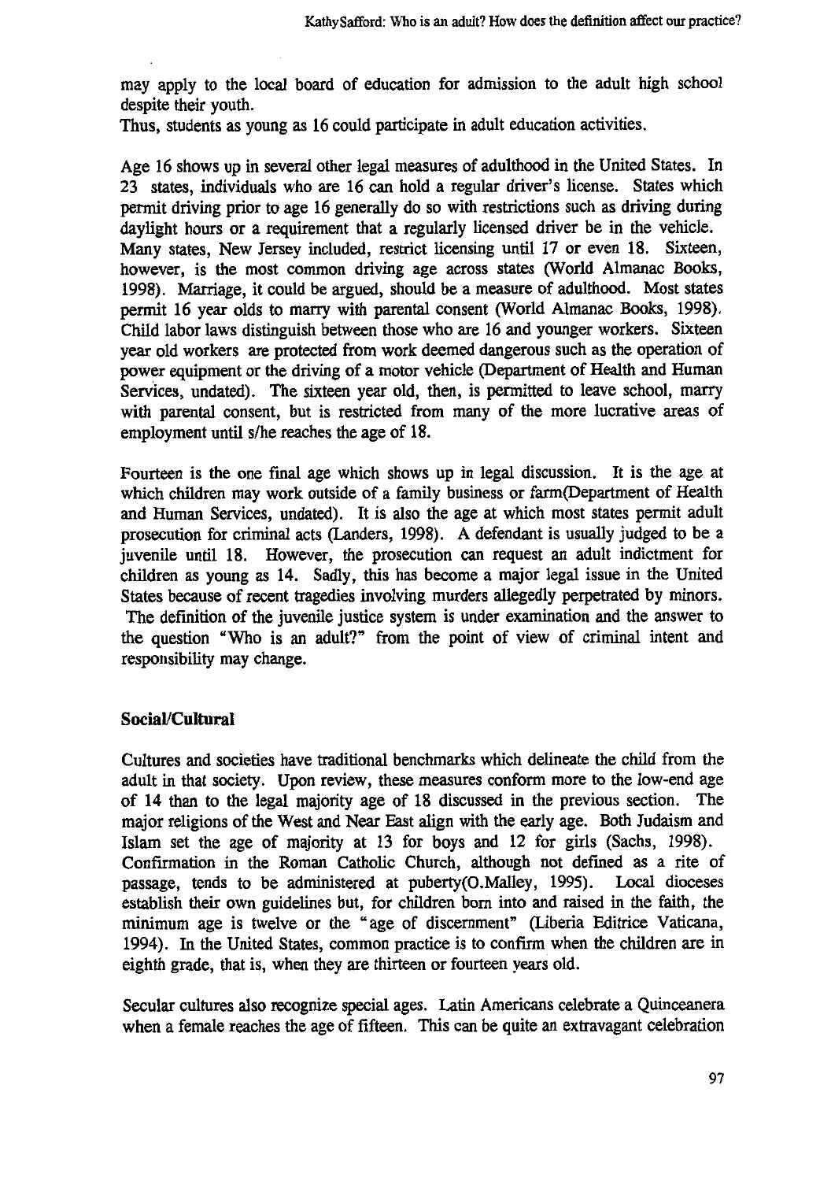may apply to the local board of education for admission to the adult high school despite their youth.

Thus, students as young as 16 could participate in adult education activities.

Age 16 shows up in several other legal measures of adulthood in the United States. In 23 states, individuals who are 16 can hold a regular driver's license. States which permit driving prior to age 16 generally do so with restrictions such as driving during daylight hours or a requirement that a regularly licensed driver be in the vehicle. Many states, New Jersey included, restrict licensing until 17 or even 18. Sixteen, however, is the most common driving age across states (World Almanac Books, 1998). Marriage, it could be argued, should be a measure of adulthood. Most states permit 16 year olds to marry with parental consent (World Almanac Books, 1998). Child labor laws distinguish between those who are 16 and younger workers. Sixteen year old workers are protected from work deemed dangerous such as the operation of power equipment or the driving of a motor vehicle (Department of Health and Human Services, undated). The sixteen year old, then, is permitted to leave school, marry with parental consent, but is restricted from many of the more lucrative areas of employment until s/he reaches the age of 18.

Fourteen is the one final age which shows up in legal discussion. It is the age at which children may work outside of a family business or farm(Department of Health and Human Services, undated). It is also the age at which most states permit adult prosecution for criminal acts (Landers, 1998). A defendant is usually judged to be a juvenile until 18. However, the prosecution can request an adult indictment for children as young as 14. Sadly, this has become a major legal issue in the United States because of recent tragedies involving murders allegedly perpetrated by minors. The definition of the juvenile justice system is under examination and the answer to the question "Who is an adult?" from the point of view of criminal intent and responsibility may change.

### Social/Cultural

Cultures and societies have traditional benchmarks which delineate the child from the adult in that society. Upon review, these measures conform more to the low-end age of 14 than to the legal majority age of 18 discussed in the previous section. The major religions of the West and Near East align with the early age. Both Judaism and Islam set the age of majority at 13 for boys and 12 for girls (Sachs, 1998). Confirmation in the Roman Catholic Church, although not defined as a rite of passage, tends to be administered at puberty(O.Malley, 1995). Local dioceses establish their own guidelines but, for children born into and raised in the faith, the minimum age is twelve or the "age of discernment" (Liberia Editrice Vaticana, 1994). In the United States, common practice is to confirm when the children are in eighth grade, that is, when they are thirteen or fourteen years old.

Secular cultures also recognize special ages. Latin Americans celebrate a Quinceanera when a female reaches the age of fifteen. This can be quite an extravagant celebration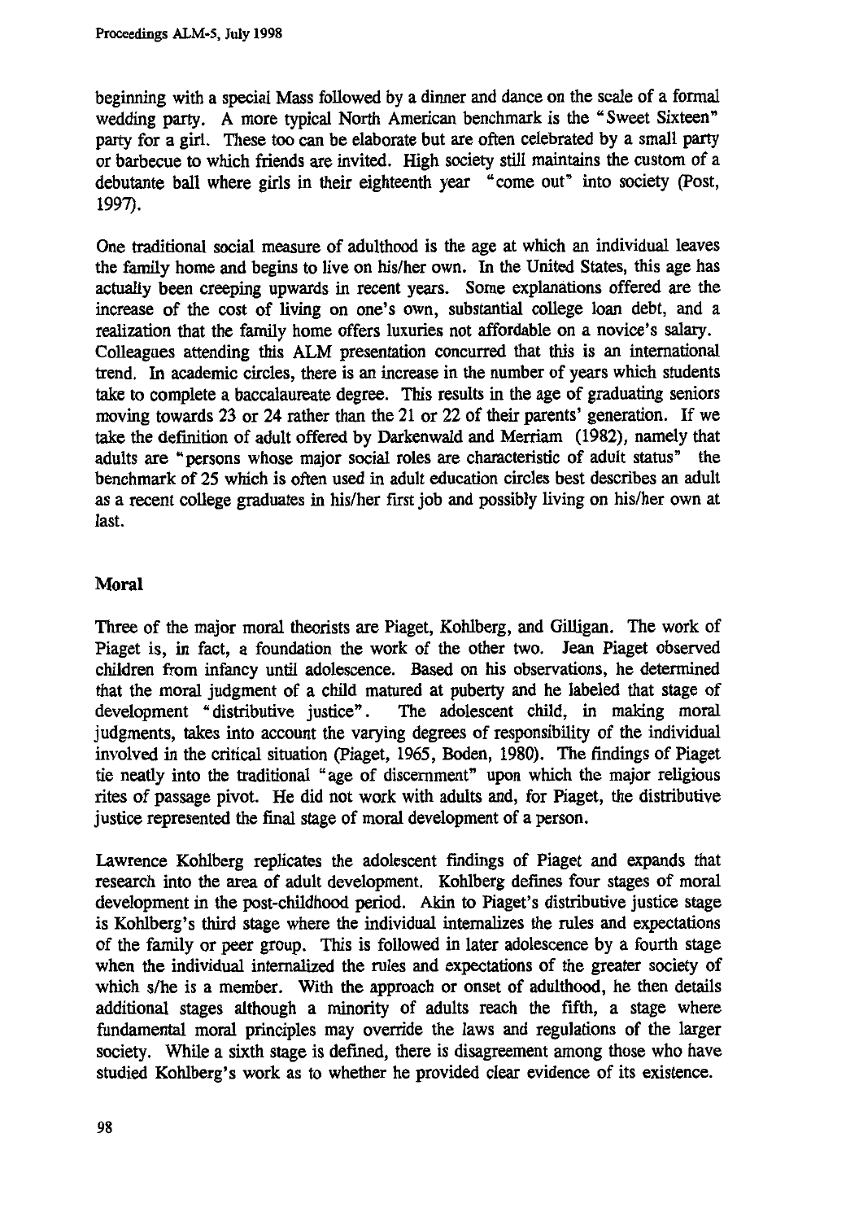beginning with a special Mass followed by a dinner and dance on the scale of a formal wedding party. A more typical North American benchmark is the "Sweet Sixteen" party for a girl. These too can be elaborate but are often celebrated by a small party or barbecue to which friends are invited. High society still maintains the custom of a debutante ball where girls in their eighteenth year "come out" into society (Post, 1997).

One traditional social measure of adulthood is the age at which an individual leaves the family home and begins to live on his/her own. In the United States, this age has actually been creeping upwards in recent years. Some explanations offered are the increase of the cost of living on one's own, substantial college loan debt, and a realization that the family home offers luxuries not affordable on a novice's salary. Colleagues attending this ALM presentation concurred that this is an international trend. In academic circles, there is an increase in the number of years which students take to complete a baccalaureate degree. This results in the age of graduating seniors moving towards 23 or 24 rather than the 21 or 22 of their parents' generation. If we take the definition of adult offered by Darkenwald and Merriam (1982), namely that adults are "persons whose major social roles are characteristic of adult status" the benchmark of 25 which is often used in adult education circles best describes an adult as a recent college graduates in his/her first job and possibly living on his/her own at last.

## Moral

Three of the major moral theorists are Piaget, Kohlberg, and Gilligan. The work of Piaget is, in fact, a foundation the work of the other two. Jean Piaget observed children from infancy until adolescence. Based on his observations, he determined that the moral judgment of a child matured at puberty and he labeled that stage of development "distributive justice". The adolescent child, in making moral judgments, takes into account the varying degrees of responsibility of the individual involved in the critical situation (Piaget, 1965, Boden, 1980). The findings of Piaget tie neatly into the traditional "age of discernment" upon which the major religious rites of passage pivot. He did not work with adults and, for Piaget, the distributive justice represented the final stage of moral development of a person.

Lawrence Kohlberg replicates the adolescent findings of Piaget and expands that research into the area of adult development. Kohlberg defines four stages of moral development in the post-childhood period. Akin to Piaget's distributive justice stage is Kohlberg's third stage where the individual internalizes the rules and expectations of the family or peer group. This is followed in later adolescence by a fourth stage when the individual internalized the rules and expectations of the greater society of which s/he is a member. With the approach or onset of adulthood, he then details additional stages although a minority of adults reach the fifth, a stage where fundamental moral principles may override the laws and regulations of the larger society. While a sixth stage is defined, there is disagreement among those who have studied Kohlberg's work as to whether he provided clear evidence of its existence.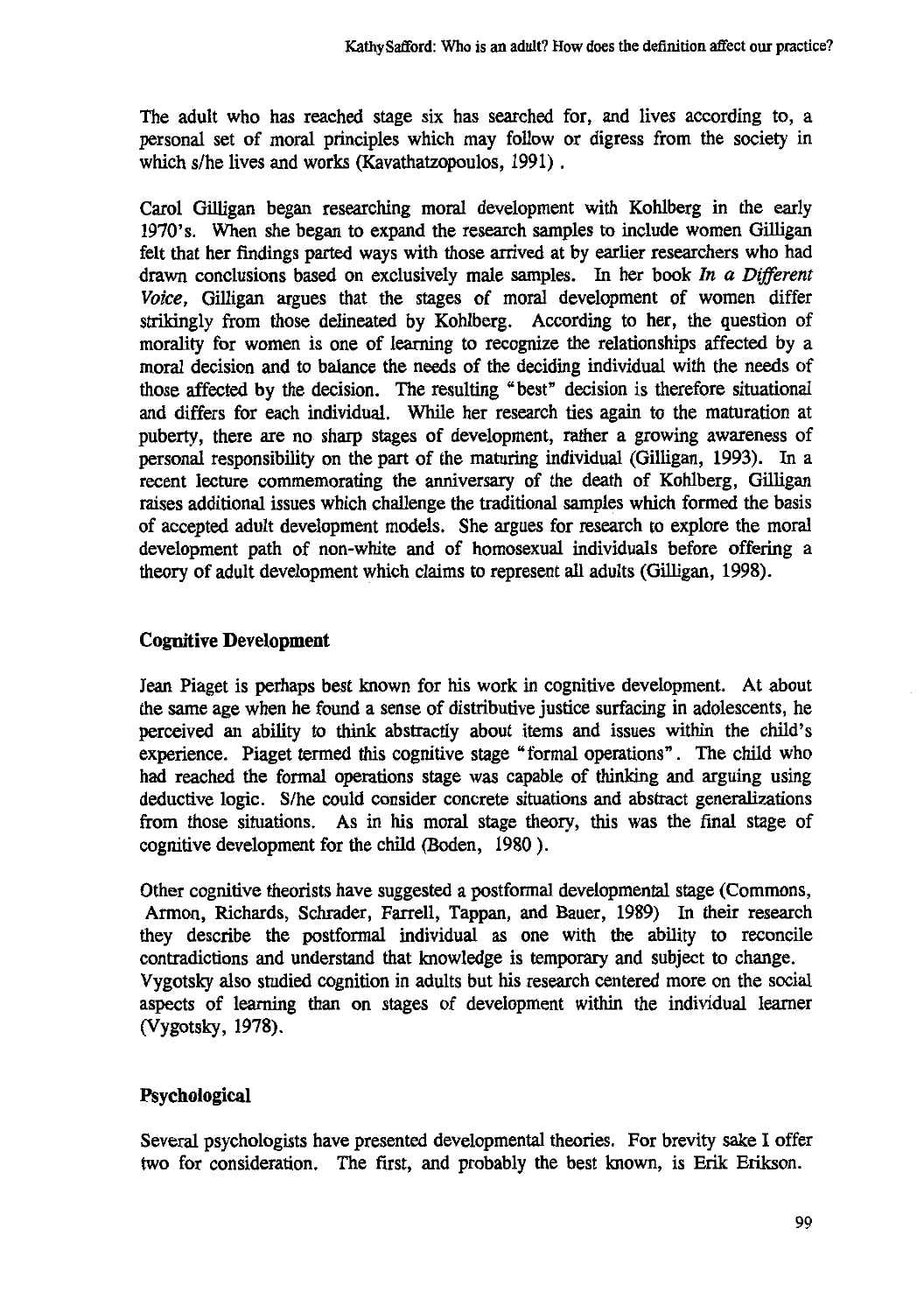The adult who has reached stage six has searched for, and lives according to, a personal set of moral principles which may follow or digress from the society in which s/he lives and works (Kavathatzopoulos, 1991) .

Carol Gilligan began researching moral development with Kohlberg in the early 1970's. When she began to expand the research samples to include women Gilligan felt that her findings parted ways with those arrived at by earlier researchers who had drawn conclusions based on exclusively male samples. In her book *In a Different Voice,* Gilligan argues that the stages of moral development of women differ strikingly from those delineated by Kohlberg. According to her, the question of morality for women is one of learning to recognize the relationships affected by a moral decision and to balance the needs of the deciding individual with the needs of those affected by the decision. The resulting "best" decision is therefore situational and differs for each individual. While her research ties again to the maturation at puberty, there are no sharp stages of development, rather a growing awareness of personal responsibility on the part of the maturing individual (Gilligan, 1993). In a recent lecture commemorating the anniversary of the death of Kohlberg, Gilligan raises additional issues which challenge the traditional samples which formed the basis of accepted adult development models. She argues for research to explore the moral development path of non-white and of homosexual individuals before offering a theory of adult development which claims to represent all adults (Gilligan, 1998).

## Cognitive Development

Jean Piaget is perhaps best known for his work in cognitive development. At about the same age when he found a sense of distributive justice surfacing in adolescents, he perceived an ability to think abstractly about items and issues within the child's experience. Piaget termed this cognitive stage "formal operations". The child who had reached the formal operations stage was capable of thinking and arguing using deductive logic. S/he could consider concrete situations and abstract generalizations from those situations. As in his moral stage theory, this was the final stage of cognitive development for the child (Boden, 1980 ).

Other cognitive theorists have suggested a postformal developmental stage (Commons, Armon, Richards, Schrader, Farrell, Tappan, and Bauer, 1989) In their research they describe the postformal individual as one with the ability to reconcile contradictions and understand that knowledge is temporary and subject to change. Vygotsky also studied cognition in adults but his research centered more on the social aspects of learning than on stages of development within the individual learner (Vygotsky, 1978).

## Psychological

Several psychologists have presented developmental theories. For brevity sake I offer two for consideration. The first, and probably the best known, is Erik Erikson.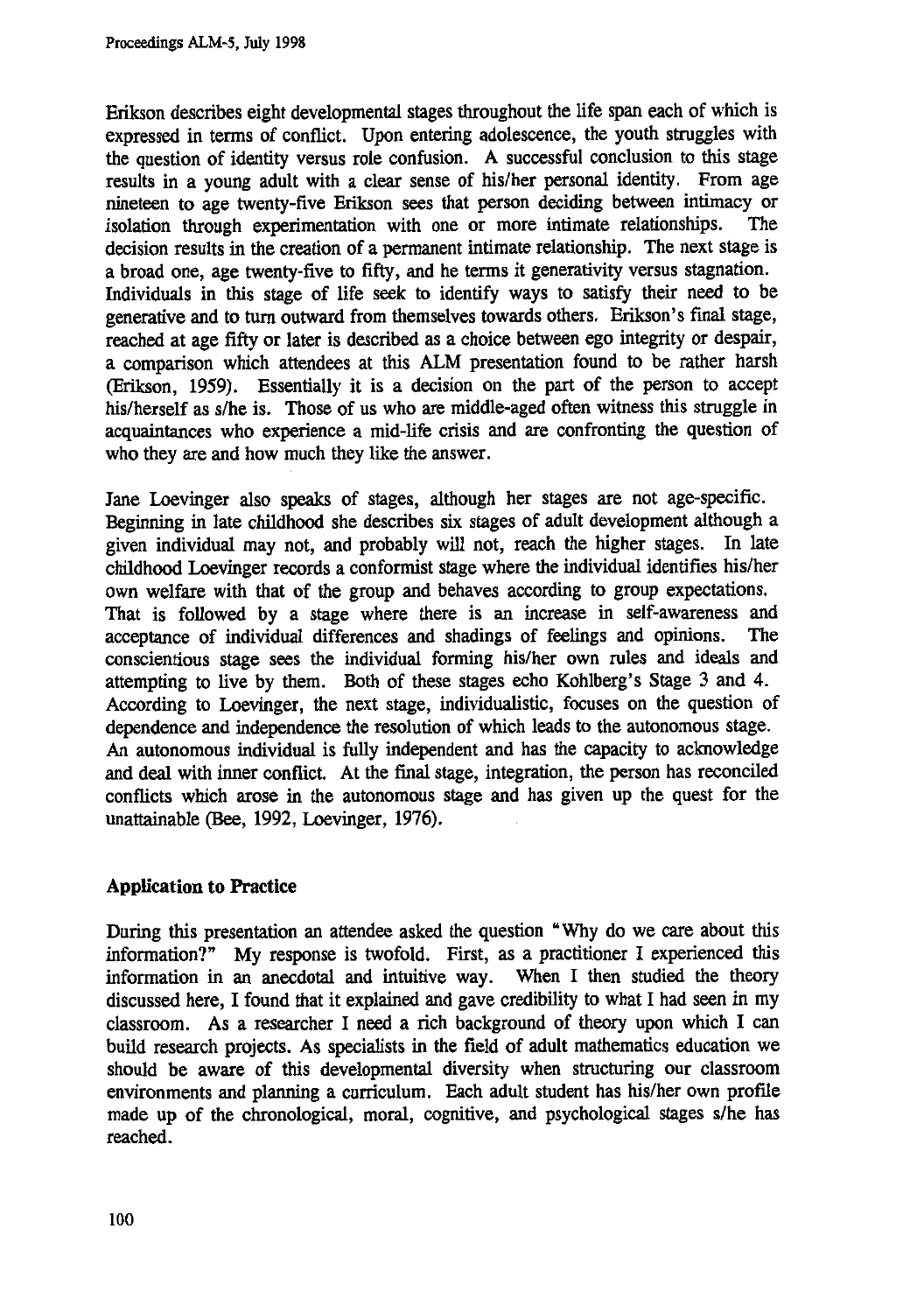Erikson describes eight developmental stages throughout the life span each of which is expressed in terms of conflict. Upon entering adolescence, the youth struggles with the question of identity versus role confusion. A successful conclusion to this stage results in a young adult with a clear sense of his/her personal identity. From age nineteen to age twenty-five Erikson sees that person deciding between intimacy or isolation through experimentation with one or more intimate relationships. The decision results in the creation of a permanent intimate relationship. The next stage is a broad one, age twenty-five to fifty, and he terms it generativity versus stagnation. Individuals in this stage of life seek to identify ways to satisfy their need to be generative and to turn outward from themselves towards others. Erikson's final stage, reached at age fifty or later is described as a choice between ego integrity or despair, a comparison which attendees at this ALM presentation found to be rather harsh (Erikson, 1959). Essentially it is a decision on the part of the person to accept his/herself as s/he is. Those of us who are middle-aged often witness this struggle in acquaintances who experience a mid-life crisis and are confronting the question of who they are and how much they like the answer.

Jane Loevinger also speaks of stages, although her stages are not age-specific. Beginning in late childhood she describes six stages of adult development although a given individual may not, and probably will not, reach the higher stages. In late childhood Loevinger records a conformist stage where the individual identifies his/her own welfare with that of the group and behaves according to group expectations. That is followed by a stage where there is an increase in self-awareness and acceptance of individual differences and shadings of feelings and opinions. The conscientious stage sees the individual forming his/her own rules and ideals and attempting to live by them. Both of these stages echo Kohlberg's Stage 3 and 4. According to Loevinger, the next stage, individualistic, focuses on the question of dependence and independence the resolution of which leads to the autonomous stage. An autonomous individual is fully independent and has the capacity to acknowledge and deal with inner conflict. At the final stage, integration, the person has reconciled conflicts which arose in the autonomous stage and has given up the quest for the unattainable (Bee, 1992, Loevinger, 1976).

## Application to Practice

During this presentation an attendee asked the question "Why do we care about this information?" My response is twofold. First, as a practitioner I experienced this information in an anecdotal and intuitive way. When I then studied the theory discussed here, I found that it explained and gave credibility to what I had seen in my classroom. As a researcher I need a rich background of theory upon which I can build research projects. As specialists in the field of adult mathematics education we should be aware of this developmental diversity when structuring our classroom environments and planning a curriculum. Each adult student has his/her own profile made up of the chronological, moral, cognitive, and psychological stages s/he has reached.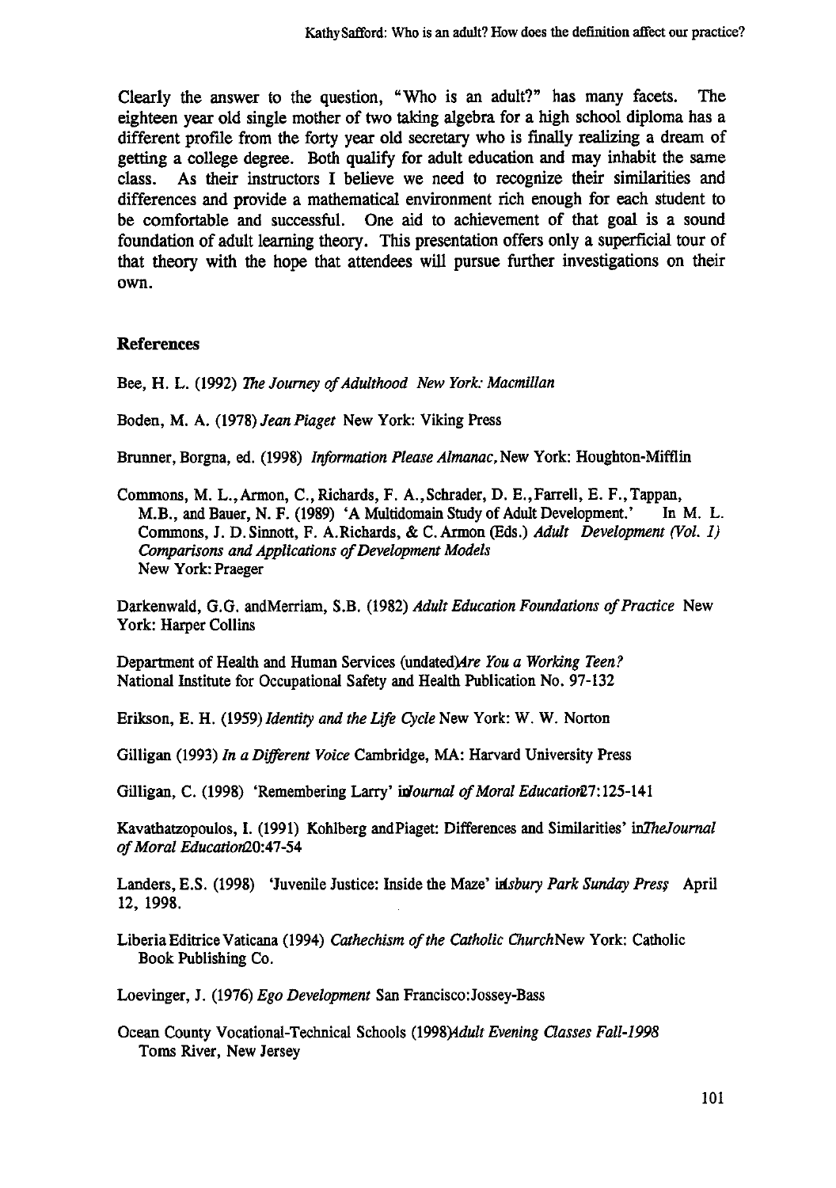Clearly the answer to the question, "Who is an adult?" has many facets. The eighteen year old single mother of two taking algebra for a high school diploma has a different profile from the forty year old secretary who is finally realizing a dream of getting a college degree. Both qualify for adult education and may inhabit the same class. As their instructors I believe we need to recognize their similarities and differences and provide a mathematical environment rich enough for each student to be comfortable and successful. One aid to achievement of that goal is a sound foundation of adult learning theory. This presentation offers only a superficial tour of that theory with the hope that attendees will pursue further investigations on their own.

## References

Bee, H. L. (1992) *The Journey of Adulthood New York: Macmillan*

Boden, M. A. (1978) *Jean Piaget* New York: Viking Press

Brunner, Borgna, ed. (1998) *Information Please Almanac,* New York: Houghton-Mifflin

Commons, M. L., Armon, C., Richards, F. A., Schrader, D. E., Farrell, E. F., Tappan, M.B., and Bauer, N. F. (1989) 'A Multidomain Study of Adult Development.' In M. L. Commons, J. D. Sinnott, F. A. Richards, & C. Armon (Eds.) *Adult Development (Vol. 1) Comparisons and Applications of Development Models* New York: Praeger

Darkenwald, G.G. andMerriam, S.B. (1982) *Adult Education Foundations of Practice* New York: Harper Collins

Department of Health and Human Services (undated)*Are You a Working Teen?* National Institute for Occupational Safety and Health Publication No. 97-132

Erikson, E. H. (1959) *Identity and the Life Cycle* New York: W. W. Norton

Gilligan (1993) *In a Different Voice* Cambridge, MA: Harvard University Press

Gilligan, C. (1998) 'Remembering Larry' in*Journal of Moral Education*27:125-141

Kavathatzopoulos, I. (1991) Kohlberg andPiaget: Differences and Similarities' in*TheJournal of Moral Education*20:47-54

Landers, E.S. (1998) 'Juvenile Justice: Inside the Maze' in*Asbury Park Sunday Press* April 12, 1998.

Liberia Editrice Vaticana (1994) *Cathechism of the Catholic Church*New York: Catholic Book Publishing Co.

Loevinger, J. (1976) *Ego Development* San Francisco:Jossey-Bass

Ocean County Vocational-Technical Schools (1998)*Adult Evening Classes Fall-1998* Toms River, New Jersey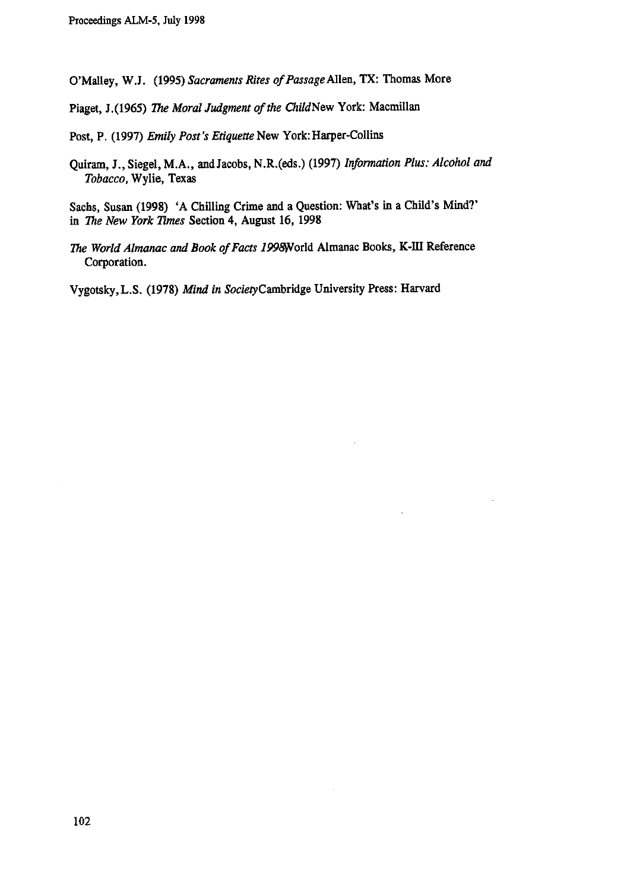O'Malley, W.J. (1995) *Sacraments Rites of Passage* Allen, TX: Thomas More

Piaget, J.(1965) *The Moral Judgment of the Child* New York: Macmillan

Post, P. (1997) *Emily Post's Etiquette* New York: Harper-Collins

Quiram, J., Siegel, M.A., and Jacobs, N.R.(eds.) (1997) *Information Plus: Alcohol and Tobacco*, Wylie, Texas

Sachs, Susan (1998) 'A Chilling Crime and a Question: What's in a Child's Mind?' in *The New York Times* Section 4, August 16, 1998

*The World Almanac and Book of Facts 1998* World Almanac Books, K-III Reference Corporation.

Vygotsky, L.S. (1978) *Mind in Society* Cambridge University Press: Harvard